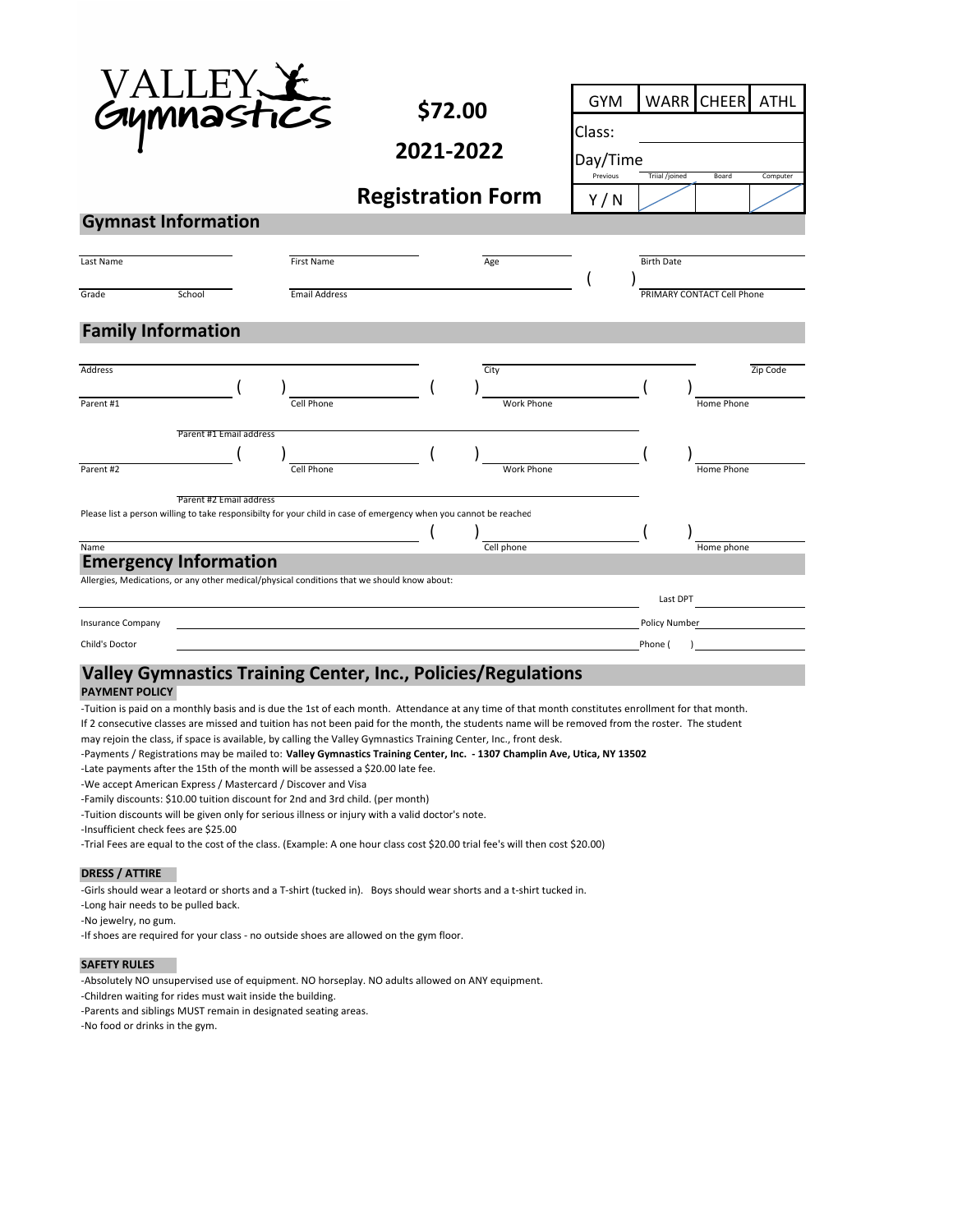VALLEY Gymnastics

**$72.00**

**2021-2022**

## Registration Form

| GYM | WARR | CHEER | ATHL |
|---|---|---|---|
| Class: | | | |
| Day/Time | | | |
| Previous | Triial /joined | Board | Computer |
| Y / N | | | |

## Gymnast Information

Last Name ________ First Name ________ Age ________ Birth Date ________

Grade ____ School ________ Email Address ________ ( ) ________ PRIMARY CONTACT Cell Phone

## Family Information

Address ________ City ________ Zip Code ________

Parent #1 ________ ( ) ________ Cell Phone ( ) ________ Work Phone ( ) ________ Home Phone

Parent #1 Email address ________

Parent #2 ________ ( ) ________ Cell Phone ( ) ________ Work Phone ( ) ________ Home Phone

Parent #2 Email address ________

Please list a person willing to take responsibilty for your child in case of emergency when you cannot be reached

Name ________ ( ) ________ Cell phone ( ) ________ Home phone

## Emergency Information

Allergies, Medications, or any other medical/physical conditions that we should know about:

________ Last DPT ________

Insurance Company ________ Policy Number ________

Child's Doctor ________ Phone ( ) ________

## Valley Gymnastics Training Center, Inc., Policies/Regulations

### PAYMENT POLICY

-Tuition is paid on a monthly basis and is due the 1st of each month. Attendance at any time of that month constitutes enrollment for that month. If 2 consecutive classes are missed and tuition has not been paid for the month, the students name will be removed from the roster. The student may rejoin the class, if space is available, by calling the Valley Gymnastics Training Center, Inc., front desk.

-Payments / Registrations may be mailed to: **Valley Gymnastics Training Center, Inc. - 1307 Champlin Ave, Utica, NY 13502**

-Late payments after the 15th of the month will be assessed a $20.00 late fee.

-We accept American Express / Mastercard / Discover and Visa

-Family discounts: $10.00 tuition discount for 2nd and 3rd child. (per month)

-Tuition discounts will be given only for serious illness or injury with a valid doctor's note.

-Insufficient check fees are $25.00

-Trial Fees are equal to the cost of the class. (Example: A one hour class cost $20.00 trial fee's will then cost $20.00)

### DRESS / ATTIRE

-Girls should wear a leotard or shorts and a T-shirt (tucked in). Boys should wear shorts and a t-shirt tucked in.

-Long hair needs to be pulled back.

-No jewelry, no gum.

-If shoes are required for your class - no outside shoes are allowed on the gym floor.

### SAFETY RULES

-Absolutely NO unsupervised use of equipment. NO horseplay. NO adults allowed on ANY equipment.

-Children waiting for rides must wait inside the building.

-Parents and siblings MUST remain in designated seating areas.

-No food or drinks in the gym.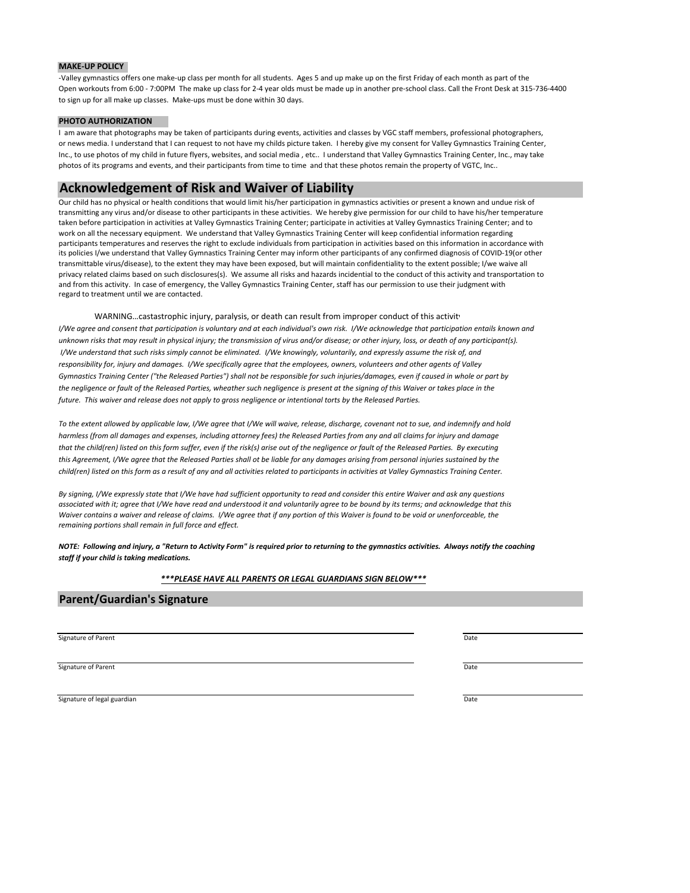**MAKE-UP POLICY**

-Valley gymnastics offers one make-up class per month for all students. Ages 5 and up make up on the first Friday of each month as part of the Open workouts from 6:00 - 7:00PM The make up class for 2-4 year olds must be made up in another pre-school class. Call the Front Desk at 315-736-4400 to sign up for all make up classes. Make-ups must be done within 30 days.

**PHOTO AUTHORIZATION**

I am aware that photographs may be taken of participants during events, activities and classes by VGC staff members, professional photographers, or news media. I understand that I can request to not have my childs picture taken. I hereby give my consent for Valley Gymnastics Training Center, Inc., to use photos of my child in future flyers, websites, and social media , etc.. I understand that Valley Gymnastics Training Center, Inc., may take photos of its programs and events, and their participants from time to time and that these photos remain the property of VGTC, Inc..

## Acknowledgement of Risk and Waiver of Liability

Our child has no physical or health conditions that would limit his/her participation in gymnastics activities or present a known and undue risk of transmitting any virus and/or disease to other participants in these activities. We hereby give permission for our child to have his/her temperature taken before participation in activities at Valley Gymnastics Training Center; participate in activities at Valley Gymnastics Training Center; and to work on all the necessary equipment. We understand that Valley Gymnastics Training Center will keep confidential information regarding participants temperatures and reserves the right to exclude individuals from participation in activities based on this information in accordance with its policies I/we understand that Valley Gymnastics Training Center may inform other participants of any confirmed diagnosis of COVID-19(or other transmittable virus/disease), to the extent they may have been exposed, but will maintain confidentiality to the extent possible; I/we waive all privacy related claims based on such disclosures(s). We assume all risks and hazards incidential to the conduct of this activity and transportation to and from this activity. In case of emergency, the Valley Gymnastics Training Center, staff has our permission to use their judgment with regard to treatment until we are contacted.

WARNING…castastrophic injury, paralysis, or death can result from improper conduct of this activity

*I/We agree and consent that participation is voluntary and at each individual's own risk. I/We acknowledge that participation entails known and unknown risks that may result in physical injury; the transmission of virus and/or disease; or other injury, loss, or death of any participant(s). I/We understand that such risks simply cannot be eliminated. I/We knowingly, voluntarily, and expressly assume the risk of, and responsibility for, injury and damages. I/We specifically agree that the employees, owners, volunteers and other agents of Valley Gymnastics Training Center ("the Released Parties") shall not be responsible for such injuries/damages, even if caused in whole or part by the negligence or fault of the Released Parties, wheather such negligence is present at the signing of this Waiver or takes place in the future. This waiver and release does not apply to gross negligence or intentional torts by the Released Parties.*

*To the extent allowed by applicable law, I/We agree that I/We will waive, release, discharge, covenant not to sue, and indemnify and hold harmless (from all damages and expenses, including attorney fees) the Released Parties from any and all claims for injury and damage that the child(ren) listed on this form suffer, even if the risk(s) arise out of the negligence or fault of the Released Parties. By executing this Agreement, I/We agree that the Released Parties shall ot be liable for any damages arising from personal injuries sustained by the child(ren) listed on this form as a result of any and all activities related to participants in activities at Valley Gymnastics Training Center.*

*By signing, I/We expressly state that I/We have had sufficient opportunity to read and consider this entire Waiver and ask any questions associated with it; agree that I/We have read and understood it and voluntarily agree to be bound by its terms; and acknowledge that this Waiver contains a waiver and release of claims. I/We agree that if any portion of this Waiver is found to be void or unenforceable, the remaining portions shall remain in full force and effect.*

***NOTE: Following and injury, a "Return to Activity Form" is required prior to returning to the gymnastics activities. Always notify the coaching staff if your child is taking medications.***

***\*\*\*PLEASE HAVE ALL PARENTS OR LEGAL GUARDIANS SIGN BELOW\*\*\****

## Parent/Guardian's Signature

Signature of Parent ______________________ Date ____________

Signature of Parent ______________________ Date ____________

Signature of legal guardian ______________________ Date ____________